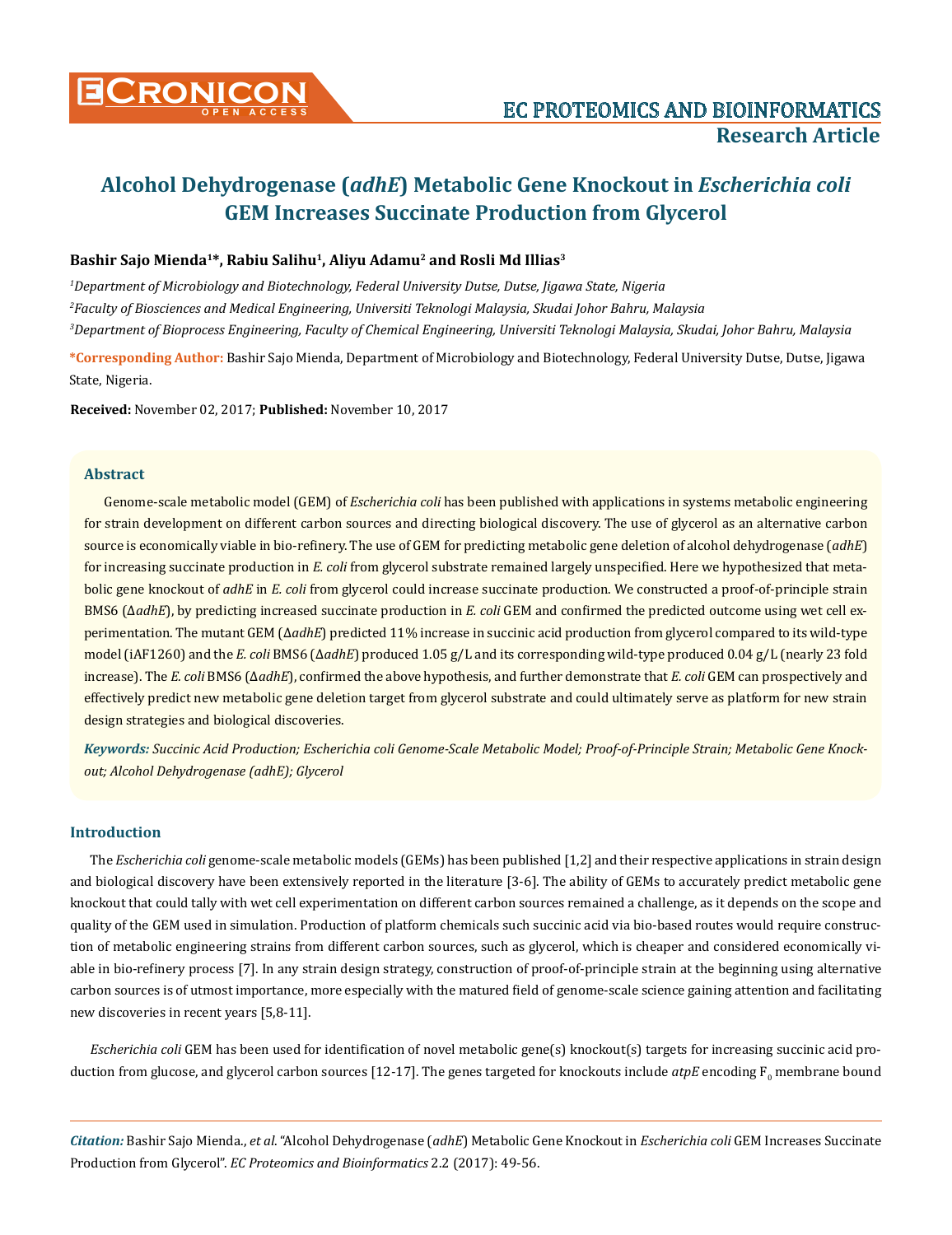# Alcohol Dehydrogenase (*adhE*) Metabolic Gene Knockout in *Escherichia coli* GEM Increases Succinate Production from Glycerol

**Bashir Sajo Mienda[1]*, Rabiu Salihu[1], Aliyu Adamu[2] and Rosli Md Illias[3]**

[1]*Department of Microbiology and Biotechnology, Federal University Dutse, Dutse, Jigawa State, Nigeria*

[2]*Faculty of Biosciences and Medical Engineering, Universiti Teknologi Malaysia, Skudai Johor Bahru, Malaysia*

[3]*Department of Bioprocess Engineering, Faculty of Chemical Engineering, Universiti Teknologi Malaysia, Skudai, Johor Bahru, Malaysia*

**\*Corresponding Author:** Bashir Sajo Mienda, Department of Microbiology and Biotechnology, Federal University Dutse, Dutse, Jigawa State, Nigeria.

**Received:** November 02, 2017; **Published:** November 10, 2017

## Abstract

Genome-scale metabolic model (GEM) of *Escherichia coli* has been published with applications in systems metabolic engineering for strain development on different carbon sources and directing biological discovery. The use of glycerol as an alternative carbon source is economically viable in bio-refinery. The use of GEM for predicting metabolic gene deletion of alcohol dehydrogenase (*adhE*) for increasing succinate production in *E. coli* from glycerol substrate remained largely unspecified. Here we hypothesized that metabolic gene knockout of *adhE* in *E. coli* from glycerol could increase succinate production. We constructed a proof-of-principle strain BMS6 (Δ*adhE*), by predicting increased succinate production in *E. coli* GEM and confirmed the predicted outcome using wet cell experimentation. The mutant GEM (Δ*adhE*) predicted 11% increase in succinic acid production from glycerol compared to its wild-type model (iAF1260) and the *E. coli* BMS6 (Δ*adhE*) produced 1.05 g/L and its corresponding wild-type produced 0.04 g/L (nearly 23 fold increase). The *E. coli* BMS6 (Δ*adhE*), confirmed the above hypothesis, and further demonstrate that *E. coli* GEM can prospectively and effectively predict new metabolic gene deletion target from glycerol substrate and could ultimately serve as platform for new strain design strategies and biological discoveries.

***Keywords:*** *Succinic Acid Production; Escherichia coli Genome-Scale Metabolic Model; Proof-of-Principle Strain; Metabolic Gene Knockout; Alcohol Dehydrogenase (adhE); Glycerol*

## Introduction

The *Escherichia coli* genome-scale metabolic models (GEMs) has been published [1,2] and their respective applications in strain design and biological discovery have been extensively reported in the literature [3-6]. The ability of GEMs to accurately predict metabolic gene knockout that could tally with wet cell experimentation on different carbon sources remained a challenge, as it depends on the scope and quality of the GEM used in simulation. Production of platform chemicals such succinic acid via bio-based routes would require construction of metabolic engineering strains from different carbon sources, such as glycerol, which is cheaper and considered economically viable in bio-refinery process [7]. In any strain design strategy, construction of proof-of-principle strain at the beginning using alternative carbon sources is of utmost importance, more especially with the matured field of genome-scale science gaining attention and facilitating new discoveries in recent years [5,8-11].

*Escherichia coli* GEM has been used for identification of novel metabolic gene(s) knockout(s) targets for increasing succinic acid production from glucose, and glycerol carbon sources [12-17]. The genes targeted for knockouts include *atpE* encoding $F_0$ membrane bound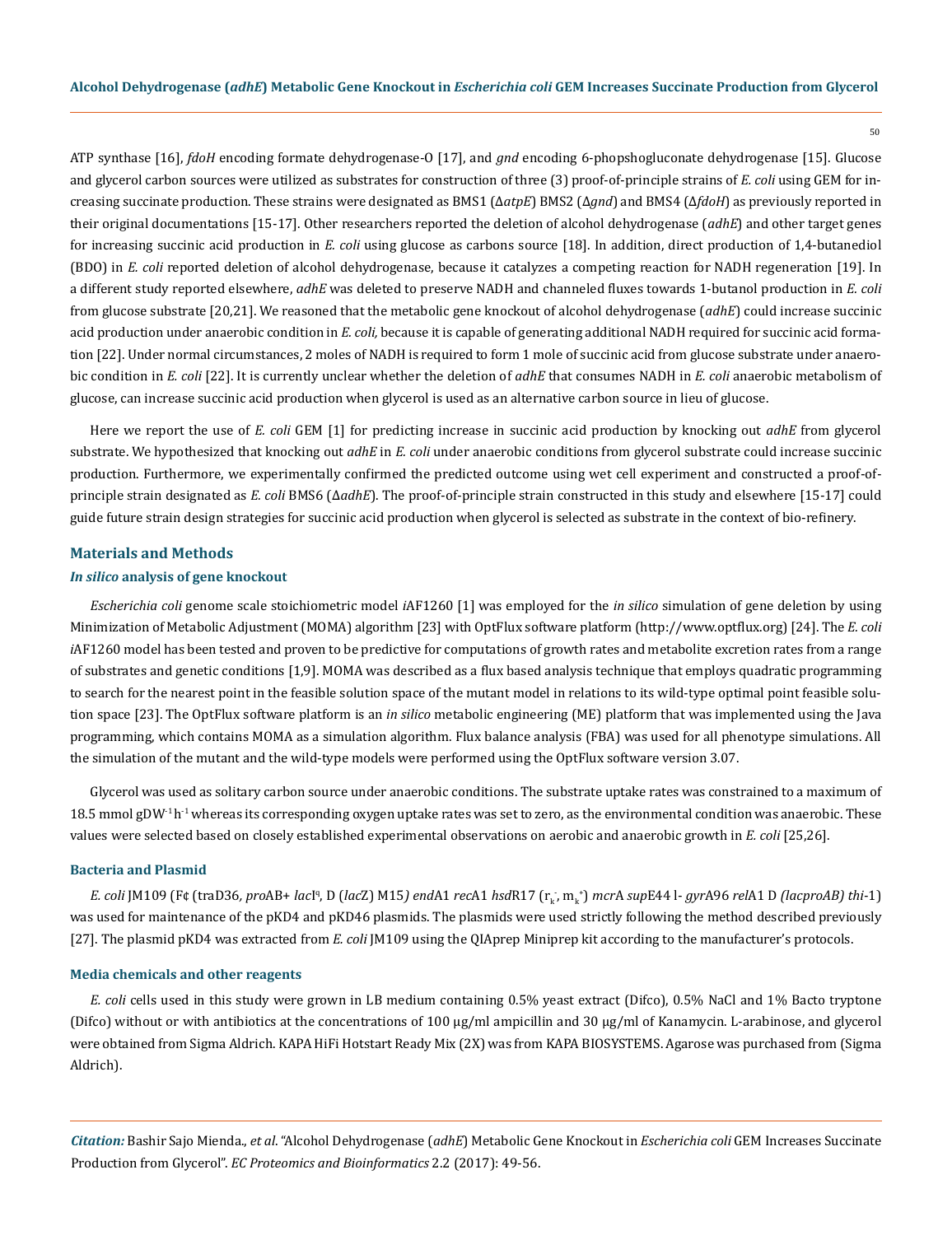ATP synthase [16], *fdoH* encoding formate dehydrogenase-O [17], and *gnd* encoding 6-phopshogluconate dehydrogenase [15]. Glucose and glycerol carbon sources were utilized as substrates for construction of three (3) proof-of-principle strains of *E. coli* using GEM for increasing succinate production. These strains were designated as BMS1 (Δ*atpE*) BMS2 (Δ*gnd*) and BMS4 (Δ*fdoH*) as previously reported in their original documentations [15-17]. Other researchers reported the deletion of alcohol dehydrogenase (*adhE*) and other target genes for increasing succinic acid production in *E. coli* using glucose as carbons source [18]. In addition, direct production of 1,4-butanediol (BDO) in *E. coli* reported deletion of alcohol dehydrogenase, because it catalyzes a competing reaction for NADH regeneration [19]. In a different study reported elsewhere, *adhE* was deleted to preserve NADH and channeled fluxes towards 1-butanol production in *E. coli* from glucose substrate [20,21]. We reasoned that the metabolic gene knockout of alcohol dehydrogenase (*adhE*) could increase succinic acid production under anaerobic condition in *E. coli,* because it is capable of generating additional NADH required for succinic acid formation [22]. Under normal circumstances, 2 moles of NADH is required to form 1 mole of succinic acid from glucose substrate under anaerobic condition in *E. coli* [22]. It is currently unclear whether the deletion of *adhE* that consumes NADH in *E. coli* anaerobic metabolism of glucose, can increase succinic acid production when glycerol is used as an alternative carbon source in lieu of glucose.

Here we report the use of *E. coli* GEM [1] for predicting increase in succinic acid production by knocking out *adhE* from glycerol substrate. We hypothesized that knocking out *adhE* in *E. coli* under anaerobic conditions from glycerol substrate could increase succinic production. Furthermore, we experimentally confirmed the predicted outcome using wet cell experiment and constructed a proof-of-principle strain designated as *E. coli* BMS6 (Δ*adhE*). The proof-of-principle strain constructed in this study and elsewhere [15-17] could guide future strain design strategies for succinic acid production when glycerol is selected as substrate in the context of bio-refinery.

## Materials and Methods

### *In silico* analysis of gene knockout

*Escherichia coli* genome scale stoichiometric model *i*AF1260 [1] was employed for the *in silico* simulation of gene deletion by using Minimization of Metabolic Adjustment (MOMA) algorithm [23] with OptFlux software platform (http://www.optflux.org) [24]. The *E. coli i*AF1260 model has been tested and proven to be predictive for computations of growth rates and metabolite excretion rates from a range of substrates and genetic conditions [1,9]. MOMA was described as a flux based analysis technique that employs quadratic programming to search for the nearest point in the feasible solution space of the mutant model in relations to its wild-type optimal point feasible solution space [23]. The OptFlux software platform is an *in silico* metabolic engineering (ME) platform that was implemented using the Java programming, which contains MOMA as a simulation algorithm. Flux balance analysis (FBA) was used for all phenotype simulations. All the simulation of the mutant and the wild-type models were performed using the OptFlux software version 3.07.

Glycerol was used as solitary carbon source under anaerobic conditions. The substrate uptake rates was constrained to a maximum of 18.5 mmol $gDW^{-1} h^{-1}$ whereas its corresponding oxygen uptake rates was set to zero, as the environmental condition was anaerobic. These values were selected based on closely established experimental observations on aerobic and anaerobic growth in *E. coli* [25,26].

### Bacteria and Plasmid

*E. coli* JM109 (F¢ (traD36, *pro*AB+ *lac*I$^q$, D (*lac*Z) M15*) end*A1 *rec*A1 *hsd*R17 ($r_k^-$, $m_k^+$) *mcr*A *sup*E44 l- *gyr*A96 *rel*A1 D *(lacproAB) thi*-1) was used for maintenance of the pKD4 and pKD46 plasmids. The plasmids were used strictly following the method described previously [27]. The plasmid pKD4 was extracted from *E. coli* JM109 using the QIAprep Miniprep kit according to the manufacturer's protocols.

### Media chemicals and other reagents

*E. coli* cells used in this study were grown in LB medium containing 0.5% yeast extract (Difco), 0.5% NaCl and 1% Bacto tryptone (Difco) without or with antibiotics at the concentrations of 100 μg/ml ampicillin and 30 μg/ml of Kanamycin. L-arabinose, and glycerol were obtained from Sigma Aldrich. KAPA HiFi Hotstart Ready Mix (2X) was from KAPA BIOSYSTEMS. Agarose was purchased from (Sigma Aldrich).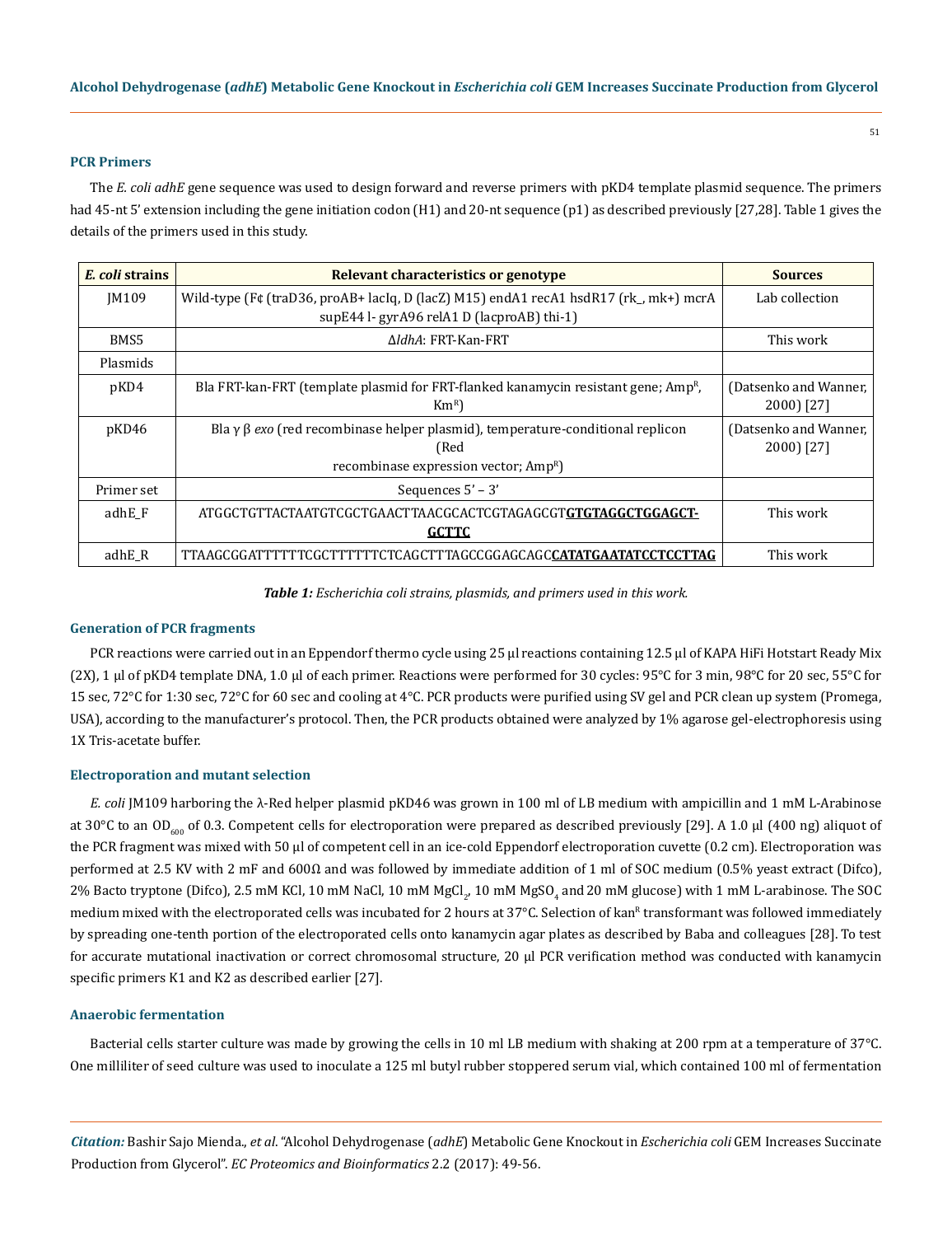### PCR Primers

The *E. coli adhE* gene sequence was used to design forward and reverse primers with pKD4 template plasmid sequence. The primers had 45-nt 5' extension including the gene initiation codon (H1) and 20-nt sequence (p1) as described previously [27,28]. Table 1 gives the details of the primers used in this study.

| *E. coli* strains | Relevant characteristics or genotype | Sources |
|---|---|---|
| JM109 | Wild-type (F¢ (traD36, proAB+ lacIq, D (lacZ) M15) endA1 recA1 hsdR17 (rk_, mk+) mcrA supE44 l- gyrA96 relA1 D (lacproAB) thi-1) | Lab collection |
| BMS5 | Δ*ldhA*: FRT-Kan-FRT | This work |
| Plasmids | | |
| pKD4 | Bla FRT-kan-FRT (template plasmid for FRT-flanked kanamycin resistant gene; Amp$^R$, Km$^R$) | (Datsenko and Wanner, 2000) [27] |
| pKD46 | Bla γ β *exo* (red recombinase helper plasmid), temperature-conditional replicon (Red recombinase expression vector; Amp$^R$) | (Datsenko and Wanner, 2000) [27] |
| Primer set | Sequences 5' – 3' | |
| adhE_F | ATGGCTGTTACTAATGTCGCTGAACTTAACGCACTCGTAGAGCGT**GTGTAGGCTGGAGCT-GCTTC** | This work |
| adhE_R | TTAAGCGGATTTTTTCGCTTTTTTCTCAGCTTTAGCCGGAGCAGC**CATATGAATATCCTCCTTAG** | This work |

***Table 1:*** *Escherichia coli strains, plasmids, and primers used in this work.*

### Generation of PCR fragments

PCR reactions were carried out in an Eppendorf thermo cycle using 25 µl reactions containing 12.5 µl of KAPA HiFi Hotstart Ready Mix (2X), 1 µl of pKD4 template DNA, 1.0 µl of each primer. Reactions were performed for 30 cycles: 95°C for 3 min, 98°C for 20 sec, 55°C for 15 sec, 72°C for 1:30 sec, 72°C for 60 sec and cooling at 4°C. PCR products were purified using SV gel and PCR clean up system (Promega, USA), according to the manufacturer's protocol. Then, the PCR products obtained were analyzed by 1% agarose gel-electrophoresis using 1X Tris-acetate buffer.

### Electroporation and mutant selection

*E. coli* JM109 harboring the λ-Red helper plasmid pKD46 was grown in 100 ml of LB medium with ampicillin and 1 mM L-Arabinose at 30°C to an $OD_{600}$ of 0.3. Competent cells for electroporation were prepared as described previously [29]. A 1.0 µl (400 ng) aliquot of the PCR fragment was mixed with 50 µl of competent cell in an ice-cold Eppendorf electroporation cuvette (0.2 cm). Electroporation was performed at 2.5 KV with 2 mF and 600Ω and was followed by immediate addition of 1 ml of SOC medium (0.5% yeast extract (Difco), 2% Bacto tryptone (Difco), 2.5 mM KCl, 10 mM NaCl, 10 mM $MgCl_2$, 10 mM $MgSO_4$ and 20 mM glucose) with 1 mM L-arabinose. The SOC medium mixed with the electroporated cells was incubated for 2 hours at 37°C. Selection of kan$^R$ transformant was followed immediately by spreading one-tenth portion of the electroporated cells onto kanamycin agar plates as described by Baba and colleagues [28]. To test for accurate mutational inactivation or correct chromosomal structure, 20 µl PCR verification method was conducted with kanamycin specific primers K1 and K2 as described earlier [27].

### Anaerobic fermentation

Bacterial cells starter culture was made by growing the cells in 10 ml LB medium with shaking at 200 rpm at a temperature of 37°C. One milliliter of seed culture was used to inoculate a 125 ml butyl rubber stoppered serum vial, which contained 100 ml of fermentation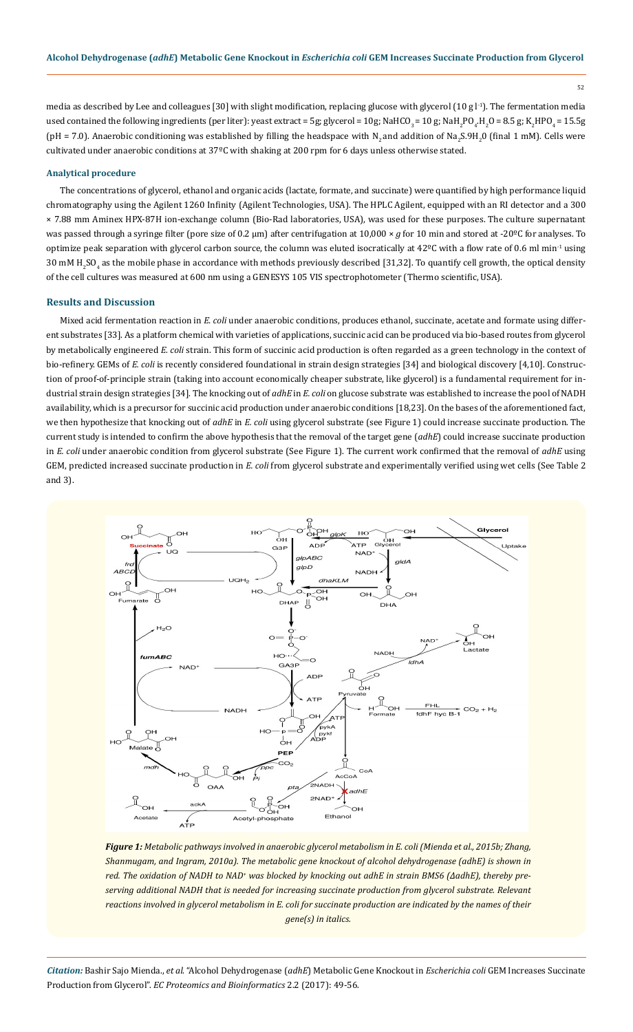media as described by Lee and colleagues [30] with slight modification, replacing glucose with glycerol (10 g $l^{-1}$). The fermentation media used contained the following ingredients (per liter): yeast extract = 5g; glycerol = 10g; $NaHCO_3$ = 10 g; $NaH_2PO_4.H_2O$ = 8.5 g; $K_2HPO_4$ = 15.5g (pH = 7.0). Anaerobic conditioning was established by filling the headspace with $N_2$ and addition of $Na_2S.9H_2O$ (final 1 mM). Cells were cultivated under anaerobic conditions at 37ºC with shaking at 200 rpm for 6 days unless otherwise stated.

### Analytical procedure

The concentrations of glycerol, ethanol and organic acids (lactate, formate, and succinate) were quantified by high performance liquid chromatography using the Agilent 1260 Infinity (Agilent Technologies, USA). The HPLC Agilent, equipped with an RI detector and a 300 × 7.88 mm Aminex HPX-87H ion-exchange column (Bio-Rad laboratories, USA), was used for these purposes. The culture supernatant was passed through a syringe filter (pore size of 0.2 μm) after centrifugation at 10,000 × *g* for 10 min and stored at -20ºC for analyses. To optimize peak separation with glycerol carbon source, the column was eluted isocratically at 42ºC with a flow rate of 0.6 ml $min^{-1}$ using 30 mM $H_2SO_4$ as the mobile phase in accordance with methods previously described [31,32]. To quantify cell growth, the optical density of the cell cultures was measured at 600 nm using a GENESYS 105 VIS spectrophotometer (Thermo scientific, USA).

## Results and Discussion

Mixed acid fermentation reaction in *E. coli* under anaerobic conditions, produces ethanol, succinate, acetate and formate using different substrates [33]. As a platform chemical with varieties of applications, succinic acid can be produced via bio-based routes from glycerol by metabolically engineered *E. coli* strain. This form of succinic acid production is often regarded as a green technology in the context of bio-refinery. GEMs of *E. coli* is recently considered foundational in strain design strategies [34] and biological discovery [4,10]. Construction of proof-of-principle strain (taking into account economically cheaper substrate, like glycerol) is a fundamental requirement for industrial strain design strategies [34]. The knocking out of *adhE* in *E. coli* on glucose substrate was established to increase the pool of NADH availability, which is a precursor for succinic acid production under anaerobic conditions [18,23]. On the bases of the aforementioned fact, we then hypothesize that knocking out of *adhE* in *E. coli* using glycerol substrate (see Figure 1) could increase succinate production. The current study is intended to confirm the above hypothesis that the removal of the target gene (*adhE*) could increase succinate production in *E. coli* under anaerobic condition from glycerol substrate (See Figure 1). The current work confirmed that the removal of *adhE* using GEM, predicted increased succinate production in *E. coli* from glycerol substrate and experimentally verified using wet cells (See Table 2 and 3).

*Figure 1: Metabolic pathways involved in anaerobic glycerol metabolism in E. coli (Mienda et al., 2015b; Zhang, Shanmugam, and Ingram, 2010a). The metabolic gene knockout of alcohol dehydrogenase (adhE) is shown in red. The oxidation of NADH to NAD+ was blocked by knocking out adhE in strain BMS6 (ΔadhE), thereby preserving additional NADH that is needed for increasing succinate production from glycerol substrate. Relevant reactions involved in glycerol metabolism in E. coli for succinate production are indicated by the names of their gene(s) in italics.*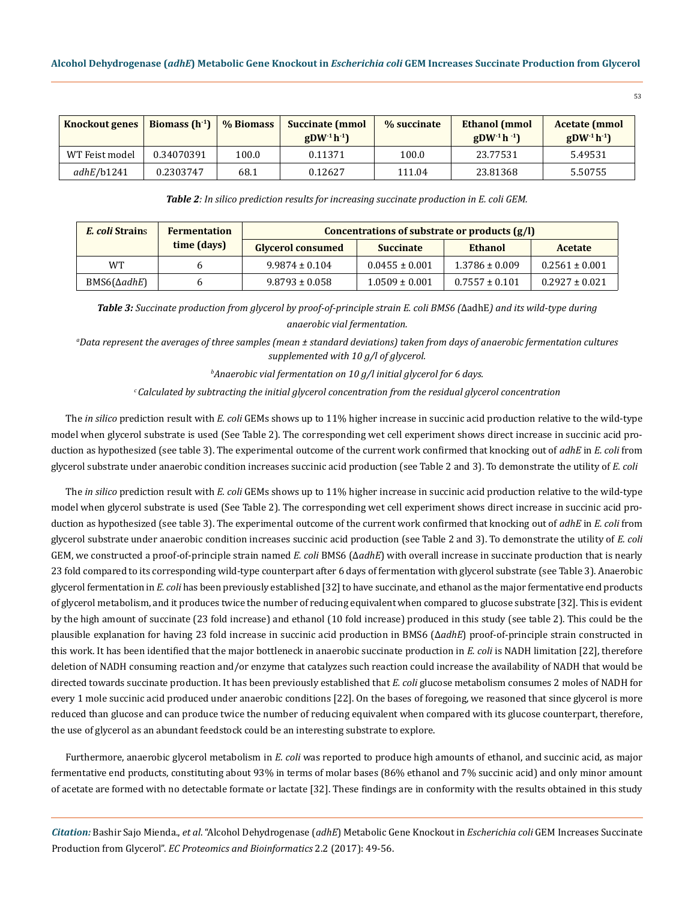| Knockout genes | Biomass ($h^{-1}$) | % Biomass | Succinate (mmol $gDW^{-1}h^{-1}$) | % succinate | Ethanol (mmol $gDW^{-1}h^{-1}$) | Acetate (mmol $gDW^{-1}h^{-1}$) |
|---|---|---|---|---|---|---|
| WT Feist model | 0.34070391 | 100.0 | 0.11371 | 100.0 | 23.77531 | 5.49531 |
| *adhE*/b1241 | 0.2303747 | 68.1 | 0.12627 | 111.04 | 23.81368 | 5.50755 |

***Table 2**: In silico prediction results for increasing succinate production in E. coli GEM.*

| *E. coli* Strains | Fermentation time (days) | Concentrations of substrate or products (g/l) | | | |
|---|---|---|---|---|---|
| | | Glycerol consumed | Succinate | Ethanol | Acetate |
| WT | 6 | 9.9874 ± 0.104 | 0.0455 ± 0.001 | 1.3786 ± 0.009 | 0.2561 ± 0.001 |
| BMS6(Δ*adhE*) | 6 | 9.8793 ± 0.058 | 1.0509 ± 0.001 | 0.7557 ± 0.101 | 0.2927 ± 0.021 |

***Table 3:** Succinate production from glycerol by proof-of-principle strain E. coli BMS6 (ΔadhE) and its wild-type during anaerobic vial fermentation.*

*[a]Data represent the averages of three samples (mean ± standard deviations) taken from days of anaerobic fermentation cultures supplemented with 10 g/l of glycerol.*

*[b]Anaerobic vial fermentation on 10 g/l initial glycerol for 6 days.*

*[c] Calculated by subtracting the initial glycerol concentration from the residual glycerol concentration*

The *in silico* prediction result with *E. coli* GEMs shows up to 11% higher increase in succinic acid production relative to the wild-type model when glycerol substrate is used (See Table 2). The corresponding wet cell experiment shows direct increase in succinic acid production as hypothesized (see table 3). The experimental outcome of the current work confirmed that knocking out of *adhE* in *E. coli* from glycerol substrate under anaerobic condition increases succinic acid production (see Table 2 and 3). To demonstrate the utility of *E. coli*

The *in silico* prediction result with *E. coli* GEMs shows up to 11% higher increase in succinic acid production relative to the wild-type model when glycerol substrate is used (See Table 2). The corresponding wet cell experiment shows direct increase in succinic acid production as hypothesized (see table 3). The experimental outcome of the current work confirmed that knocking out of *adhE* in *E. coli* from glycerol substrate under anaerobic condition increases succinic acid production (see Table 2 and 3). To demonstrate the utility of *E. coli* GEM, we constructed a proof-of-principle strain named *E. coli* BMS6 (Δ*adhE*) with overall increase in succinate production that is nearly 23 fold compared to its corresponding wild-type counterpart after 6 days of fermentation with glycerol substrate (see Table 3). Anaerobic glycerol fermentation in *E. coli* has been previously established [32] to have succinate, and ethanol as the major fermentative end products of glycerol metabolism, and it produces twice the number of reducing equivalent when compared to glucose substrate [32]. This is evident by the high amount of succinate (23 fold increase) and ethanol (10 fold increase) produced in this study (see table 2). This could be the plausible explanation for having 23 fold increase in succinic acid production in BMS6 (Δ*adhE*) proof-of-principle strain constructed in this work. It has been identified that the major bottleneck in anaerobic succinate production in *E. coli* is NADH limitation [22], therefore deletion of NADH consuming reaction and/or enzyme that catalyzes such reaction could increase the availability of NADH that would be directed towards succinate production. It has been previously established that *E. coli* glucose metabolism consumes 2 moles of NADH for every 1 mole succinic acid produced under anaerobic conditions [22]. On the bases of foregoing, we reasoned that since glycerol is more reduced than glucose and can produce twice the number of reducing equivalent when compared with its glucose counterpart, therefore, the use of glycerol as an abundant feedstock could be an interesting substrate to explore.

Furthermore, anaerobic glycerol metabolism in *E. coli* was reported to produce high amounts of ethanol, and succinic acid, as major fermentative end products, constituting about 93% in terms of molar bases (86% ethanol and 7% succinic acid) and only minor amount of acetate are formed with no detectable formate or lactate [32]. These findings are in conformity with the results obtained in this study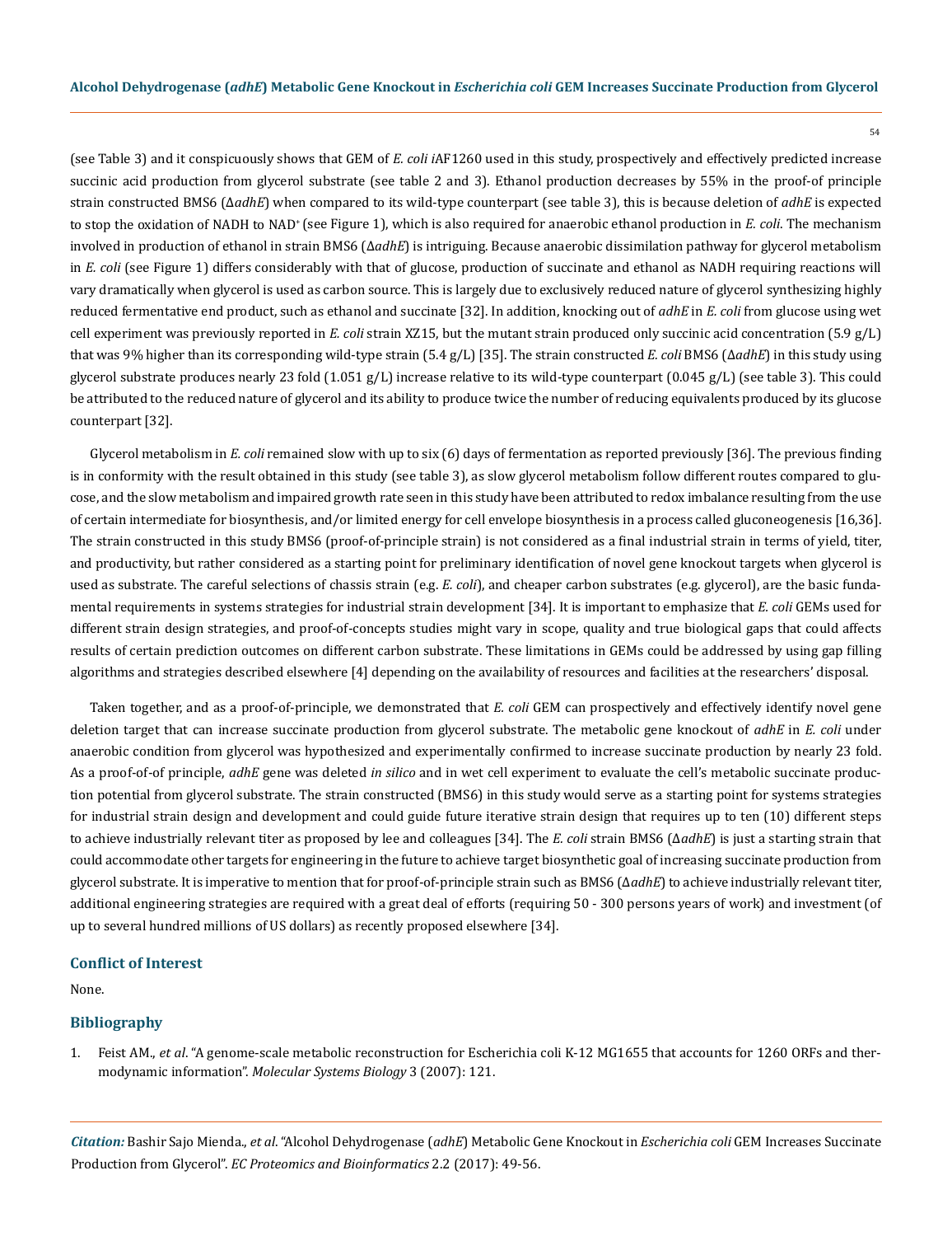(see Table 3) and it conspicuously shows that GEM of *E. coli i*AF1260 used in this study, prospectively and effectively predicted increase succinic acid production from glycerol substrate (see table 2 and 3). Ethanol production decreases by 55% in the proof-of principle strain constructed BMS6 (Δ*adhE*) when compared to its wild-type counterpart (see table 3), this is because deletion of *adhE* is expected to stop the oxidation of NADH to $NAD^+$ (see Figure 1), which is also required for anaerobic ethanol production in *E. coli*. The mechanism involved in production of ethanol in strain BMS6 (Δ*adhE*) is intriguing. Because anaerobic dissimilation pathway for glycerol metabolism in *E. coli* (see Figure 1) differs considerably with that of glucose, production of succinate and ethanol as NADH requiring reactions will vary dramatically when glycerol is used as carbon source. This is largely due to exclusively reduced nature of glycerol synthesizing highly reduced fermentative end product, such as ethanol and succinate [32]. In addition, knocking out of *adhE* in *E. coli* from glucose using wet cell experiment was previously reported in *E. coli* strain XZ15, but the mutant strain produced only succinic acid concentration (5.9 g/L) that was 9% higher than its corresponding wild-type strain (5.4 g/L) [35]. The strain constructed *E. coli* BMS6 (Δ*adhE*) in this study using glycerol substrate produces nearly 23 fold (1.051 g/L) increase relative to its wild-type counterpart (0.045 g/L) (see table 3). This could be attributed to the reduced nature of glycerol and its ability to produce twice the number of reducing equivalents produced by its glucose counterpart [32].

Glycerol metabolism in *E. coli* remained slow with up to six (6) days of fermentation as reported previously [36]. The previous finding is in conformity with the result obtained in this study (see table 3), as slow glycerol metabolism follow different routes compared to glucose, and the slow metabolism and impaired growth rate seen in this study have been attributed to redox imbalance resulting from the use of certain intermediate for biosynthesis, and/or limited energy for cell envelope biosynthesis in a process called gluconeogenesis [16,36]. The strain constructed in this study BMS6 (proof-of-principle strain) is not considered as a final industrial strain in terms of yield, titer, and productivity, but rather considered as a starting point for preliminary identification of novel gene knockout targets when glycerol is used as substrate. The careful selections of chassis strain (e.g. *E. coli*), and cheaper carbon substrates (e.g. glycerol), are the basic fundamental requirements in systems strategies for industrial strain development [34]. It is important to emphasize that *E. coli* GEMs used for different strain design strategies, and proof-of-concepts studies might vary in scope, quality and true biological gaps that could affects results of certain prediction outcomes on different carbon substrate. These limitations in GEMs could be addressed by using gap filling algorithms and strategies described elsewhere [4] depending on the availability of resources and facilities at the researchers' disposal.

Taken together, and as a proof-of-principle, we demonstrated that *E. coli* GEM can prospectively and effectively identify novel gene deletion target that can increase succinate production from glycerol substrate. The metabolic gene knockout of *adhE* in *E. coli* under anaerobic condition from glycerol was hypothesized and experimentally confirmed to increase succinate production by nearly 23 fold. As a proof-of-of principle, *adhE* gene was deleted *in silico* and in wet cell experiment to evaluate the cell's metabolic succinate production potential from glycerol substrate. The strain constructed (BMS6) in this study would serve as a starting point for systems strategies for industrial strain design and development and could guide future iterative strain design that requires up to ten (10) different steps to achieve industrially relevant titer as proposed by lee and colleagues [34]. The *E. coli* strain BMS6 (Δ*adhE*) is just a starting strain that could accommodate other targets for engineering in the future to achieve target biosynthetic goal of increasing succinate production from glycerol substrate. It is imperative to mention that for proof-of-principle strain such as BMS6 (Δ*adhE*) to achieve industrially relevant titer, additional engineering strategies are required with a great deal of efforts (requiring 50 - 300 persons years of work) and investment (of up to several hundred millions of US dollars) as recently proposed elsewhere [34].

## Conflict of Interest

None.

## Bibliography

1. Feist AM., *et al*. "A genome-scale metabolic reconstruction for Escherichia coli K-12 MG1655 that accounts for 1260 ORFs and thermodynamic information". *Molecular Systems Biology* 3 (2007): 121.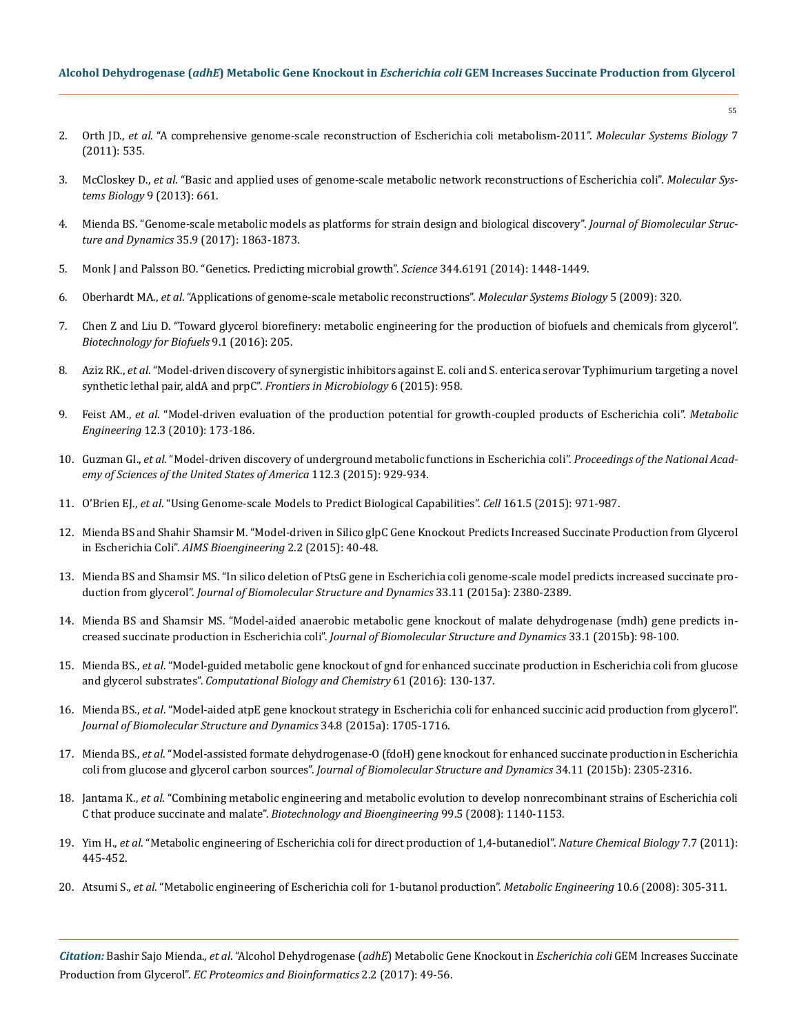2. Orth JD., *et al*. "A comprehensive genome-scale reconstruction of Escherichia coli metabolism-2011". *Molecular Systems Biology* 7 (2011): 535.
3. McCloskey D., *et al*. "Basic and applied uses of genome-scale metabolic network reconstructions of Escherichia coli". *Molecular Systems Biology* 9 (2013): 661.
4. Mienda BS. "Genome-scale metabolic models as platforms for strain design and biological discovery". *Journal of Biomolecular Structure and Dynamics* 35.9 (2017): 1863-1873.
5. Monk J and Palsson BO. "Genetics. Predicting microbial growth". *Science* 344.6191 (2014): 1448-1449.
6. Oberhardt MA., *et al*. "Applications of genome-scale metabolic reconstructions". *Molecular Systems Biology* 5 (2009): 320.
7. Chen Z and Liu D. "Toward glycerol biorefinery: metabolic engineering for the production of biofuels and chemicals from glycerol". *Biotechnology for Biofuels* 9.1 (2016): 205.
8. Aziz RK., *et al*. "Model-driven discovery of synergistic inhibitors against E. coli and S. enterica serovar Typhimurium targeting a novel synthetic lethal pair, aldA and prpC". *Frontiers in Microbiology* 6 (2015): 958.
9. Feist AM., *et al*. "Model-driven evaluation of the production potential for growth-coupled products of Escherichia coli". *Metabolic Engineering* 12.3 (2010): 173-186.
10. Guzman GI., *et al*. "Model-driven discovery of underground metabolic functions in Escherichia coli". *Proceedings of the National Academy of Sciences of the United States of America* 112.3 (2015): 929-934.
11. O'Brien EJ., *et al*. "Using Genome-scale Models to Predict Biological Capabilities". *Cell* 161.5 (2015): 971-987.
12. Mienda BS and Shahir Shamsir M. "Model-driven in Silico glpC Gene Knockout Predicts Increased Succinate Production from Glycerol in Escherichia Coli". *AIMS Bioengineering* 2.2 (2015): 40-48.
13. Mienda BS and Shamsir MS. "In silico deletion of PtsG gene in Escherichia coli genome-scale model predicts increased succinate production from glycerol". *Journal of Biomolecular Structure and Dynamics* 33.11 (2015a): 2380-2389.
14. Mienda BS and Shamsir MS. "Model-aided anaerobic metabolic gene knockout of malate dehydrogenase (mdh) gene predicts increased succinate production in Escherichia coli". *Journal of Biomolecular Structure and Dynamics* 33.1 (2015b): 98-100.
15. Mienda BS., *et al*. "Model-guided metabolic gene knockout of gnd for enhanced succinate production in Escherichia coli from glucose and glycerol substrates". *Computational Biology and Chemistry* 61 (2016): 130-137.
16. Mienda BS., *et al*. "Model-aided atpE gene knockout strategy in Escherichia coli for enhanced succinic acid production from glycerol". *Journal of Biomolecular Structure and Dynamics* 34.8 (2015a): 1705-1716.
17. Mienda BS., *et al*. "Model-assisted formate dehydrogenase-O (fdoH) gene knockout for enhanced succinate production in Escherichia coli from glucose and glycerol carbon sources". *Journal of Biomolecular Structure and Dynamics* 34.11 (2015b): 2305-2316.
18. Jantama K., *et al*. "Combining metabolic engineering and metabolic evolution to develop nonrecombinant strains of Escherichia coli C that produce succinate and malate". *Biotechnology and Bioengineering* 99.5 (2008): 1140-1153.
19. Yim H., *et al*. "Metabolic engineering of Escherichia coli for direct production of 1,4-butanediol". *Nature Chemical Biology* 7.7 (2011): 445-452.
20. Atsumi S., *et al*. "Metabolic engineering of Escherichia coli for 1-butanol production". *Metabolic Engineering* 10.6 (2008): 305-311.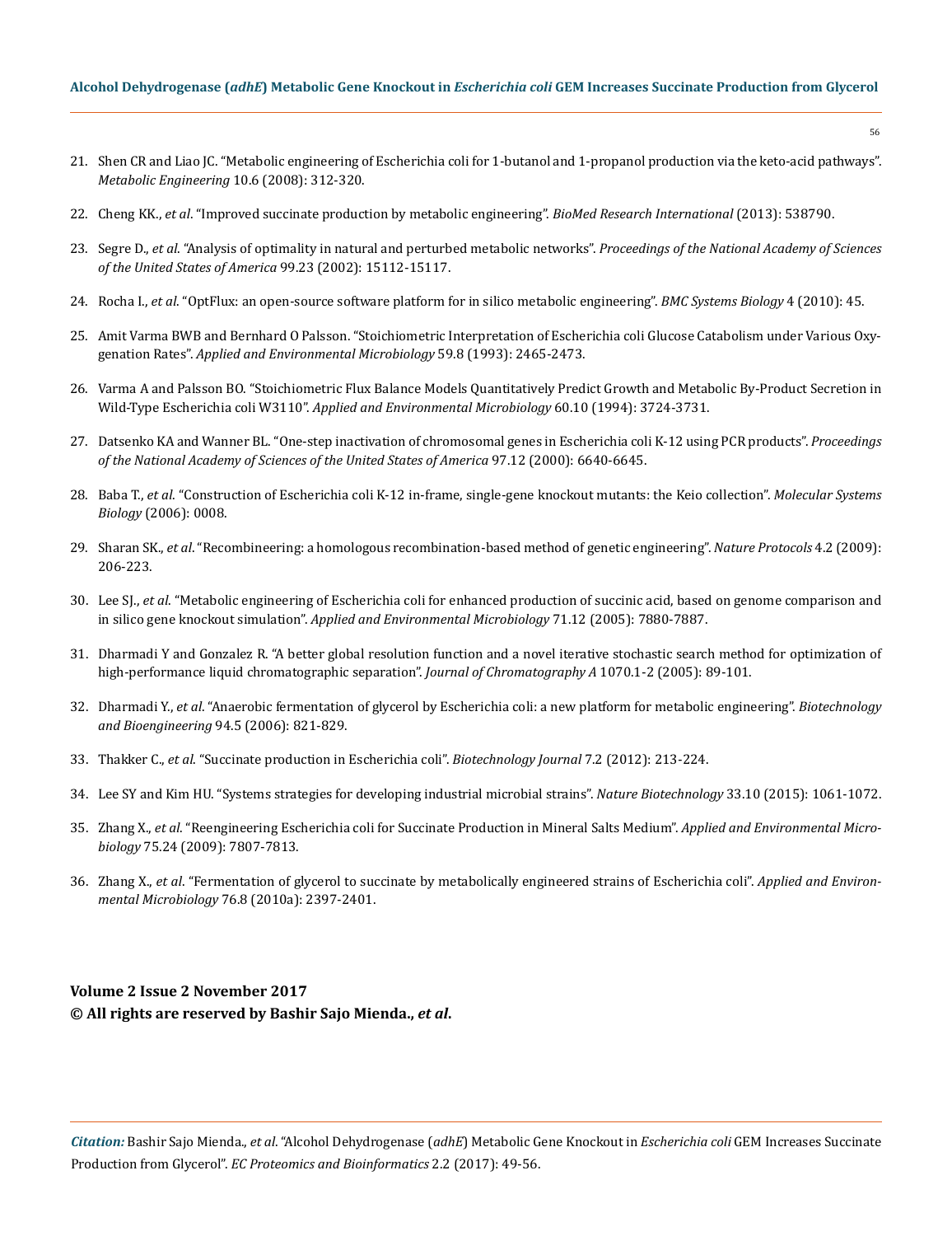21. Shen CR and Liao JC. "Metabolic engineering of Escherichia coli for 1-butanol and 1-propanol production via the keto-acid pathways". *Metabolic Engineering* 10.6 (2008): 312-320.
22. Cheng KK., *et al*. "Improved succinate production by metabolic engineering". *BioMed Research International* (2013): 538790.
23. Segre D., *et al*. "Analysis of optimality in natural and perturbed metabolic networks". *Proceedings of the National Academy of Sciences of the United States of America* 99.23 (2002): 15112-15117.
24. Rocha I., *et al*. "OptFlux: an open-source software platform for in silico metabolic engineering". *BMC Systems Biology* 4 (2010): 45.
25. Amit Varma BWB and Bernhard O Palsson. "Stoichiometric Interpretation of Escherichia coli Glucose Catabolism under Various Oxygenation Rates". *Applied and Environmental Microbiology* 59.8 (1993): 2465-2473.
26. Varma A and Palsson BO. "Stoichiometric Flux Balance Models Quantitatively Predict Growth and Metabolic By-Product Secretion in Wild-Type Escherichia coli W3110". *Applied and Environmental Microbiology* 60.10 (1994): 3724-3731.
27. Datsenko KA and Wanner BL. "One-step inactivation of chromosomal genes in Escherichia coli K-12 using PCR products". *Proceedings of the National Academy of Sciences of the United States of America* 97.12 (2000): 6640-6645.
28. Baba T., *et al*. "Construction of Escherichia coli K-12 in-frame, single-gene knockout mutants: the Keio collection". *Molecular Systems Biology* (2006): 0008.
29. Sharan SK., *et al*. "Recombineering: a homologous recombination-based method of genetic engineering". *Nature Protocols* 4.2 (2009): 206-223.
30. Lee SJ., *et al*. "Metabolic engineering of Escherichia coli for enhanced production of succinic acid, based on genome comparison and in silico gene knockout simulation". *Applied and Environmental Microbiology* 71.12 (2005): 7880-7887.
31. Dharmadi Y and Gonzalez R. "A better global resolution function and a novel iterative stochastic search method for optimization of high-performance liquid chromatographic separation". *Journal of Chromatography A* 1070.1-2 (2005): 89-101.
32. Dharmadi Y., *et al*. "Anaerobic fermentation of glycerol by Escherichia coli: a new platform for metabolic engineering". *Biotechnology and Bioengineering* 94.5 (2006): 821-829.
33. Thakker C., *et al*. "Succinate production in Escherichia coli". *Biotechnology Journal* 7.2 (2012): 213-224.
34. Lee SY and Kim HU. "Systems strategies for developing industrial microbial strains". *Nature Biotechnology* 33.10 (2015): 1061-1072.
35. Zhang X., *et al*. "Reengineering Escherichia coli for Succinate Production in Mineral Salts Medium". *Applied and Environmental Microbiology* 75.24 (2009): 7807-7813.
36. Zhang X., *et al*. "Fermentation of glycerol to succinate by metabolically engineered strains of Escherichia coli". *Applied and Environmental Microbiology* 76.8 (2010a): 2397-2401.

**Volume 2 Issue 2 November 2017**
**© All rights are reserved by Bashir Sajo Mienda., *et al*.**